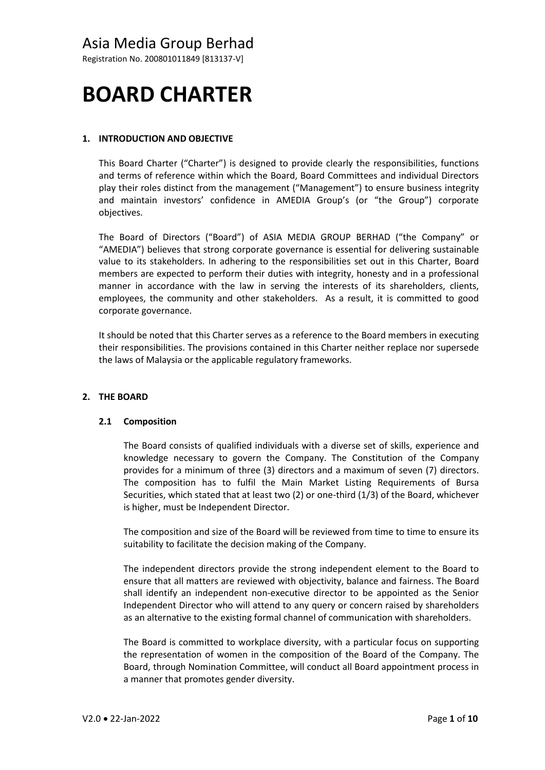# Asia Media Group Berhad

Registration No. 200801011849 [813137-V]

# BOARD CHARTER

## 1. INTRODUCTION AND OBJECTIVE

This Board Charter ("Charter") is designed to provide clearly the responsibilities, functions and terms of reference within which the Board, Board Committees and individual Directors play their roles distinct from the management ("Management") to ensure business integrity and maintain investors' confidence in AMEDIA Group's (or "the Group") corporate objectives.

The Board of Directors ("Board") of ASIA MEDIA GROUP BERHAD ("the Company" or "AMEDIA") believes that strong corporate governance is essential for delivering sustainable value to its stakeholders. In adhering to the responsibilities set out in this Charter, Board members are expected to perform their duties with integrity, honesty and in a professional manner in accordance with the law in serving the interests of its shareholders, clients, employees, the community and other stakeholders. As a result, it is committed to good corporate governance.

It should be noted that this Charter serves as a reference to the Board members in executing their responsibilities. The provisions contained in this Charter neither replace nor supersede the laws of Malaysia or the applicable regulatory frameworks.

## 2. THE BOARD

### 2.1 Composition

The Board consists of qualified individuals with a diverse set of skills, experience and knowledge necessary to govern the Company. The Constitution of the Company provides for a minimum of three (3) directors and a maximum of seven (7) directors. The composition has to fulfil the Main Market Listing Requirements of Bursa Securities, which stated that at least two (2) or one-third (1/3) of the Board, whichever is higher, must be Independent Director.

The composition and size of the Board will be reviewed from time to time to ensure its suitability to facilitate the decision making of the Company.

The independent directors provide the strong independent element to the Board to ensure that all matters are reviewed with objectivity, balance and fairness. The Board shall identify an independent non-executive director to be appointed as the Senior Independent Director who will attend to any query or concern raised by shareholders as an alternative to the existing formal channel of communication with shareholders.

The Board is committed to workplace diversity, with a particular focus on supporting the representation of women in the composition of the Board of the Company. The Board, through Nomination Committee, will conduct all Board appointment process in a manner that promotes gender diversity.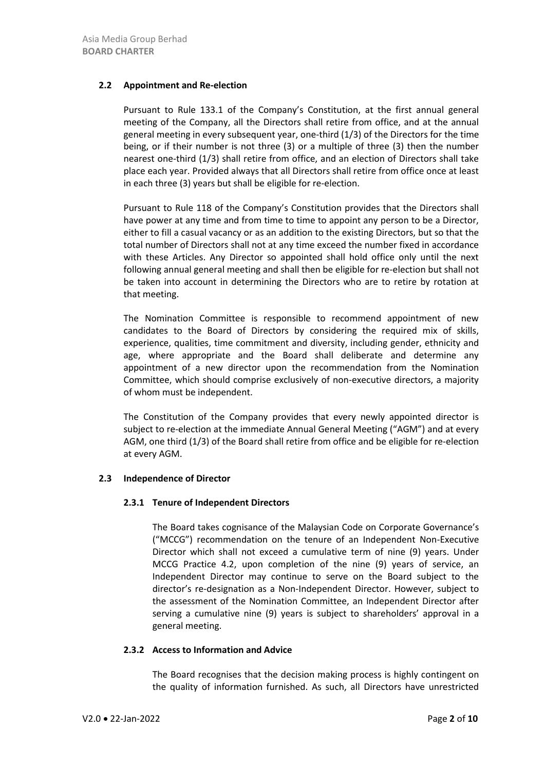### 2.2 Appointment and Re-election

Pursuant to Rule 133.1 of the Company's Constitution, at the first annual general meeting of the Company, all the Directors shall retire from office, and at the annual general meeting in every subsequent year, one-third (1/3) of the Directors for the time being, or if their number is not three (3) or a multiple of three (3) then the number nearest one-third (1/3) shall retire from office, and an election of Directors shall take place each year. Provided always that all Directors shall retire from office once at least in each three (3) years but shall be eligible for re-election.

Pursuant to Rule 118 of the Company's Constitution provides that the Directors shall have power at any time and from time to time to appoint any person to be a Director, either to fill a casual vacancy or as an addition to the existing Directors, but so that the total number of Directors shall not at any time exceed the number fixed in accordance with these Articles. Any Director so appointed shall hold office only until the next following annual general meeting and shall then be eligible for re-election but shall not be taken into account in determining the Directors who are to retire by rotation at that meeting.

The Nomination Committee is responsible to recommend appointment of new candidates to the Board of Directors by considering the required mix of skills, experience, qualities, time commitment and diversity, including gender, ethnicity and age, where appropriate and the Board shall deliberate and determine any appointment of a new director upon the recommendation from the Nomination Committee, which should comprise exclusively of non-executive directors, a majority of whom must be independent.

The Constitution of the Company provides that every newly appointed director is subject to re-election at the immediate Annual General Meeting ("AGM") and at every AGM, one third (1/3) of the Board shall retire from office and be eligible for re-election at every AGM.

### 2.3 Independence of Director

#### 2.3.1 Tenure of Independent Directors

The Board takes cognisance of the Malaysian Code on Corporate Governance's ("MCCG") recommendation on the tenure of an Independent Non-Executive Director which shall not exceed a cumulative term of nine (9) years. Under MCCG Practice 4.2, upon completion of the nine (9) years of service, an Independent Director may continue to serve on the Board subject to the director's re-designation as a Non-Independent Director. However, subject to the assessment of the Nomination Committee, an Independent Director after serving a cumulative nine (9) years is subject to shareholders' approval in a general meeting.

#### 2.3.2 Access to Information and Advice

The Board recognises that the decision making process is highly contingent on the quality of information furnished. As such, all Directors have unrestricted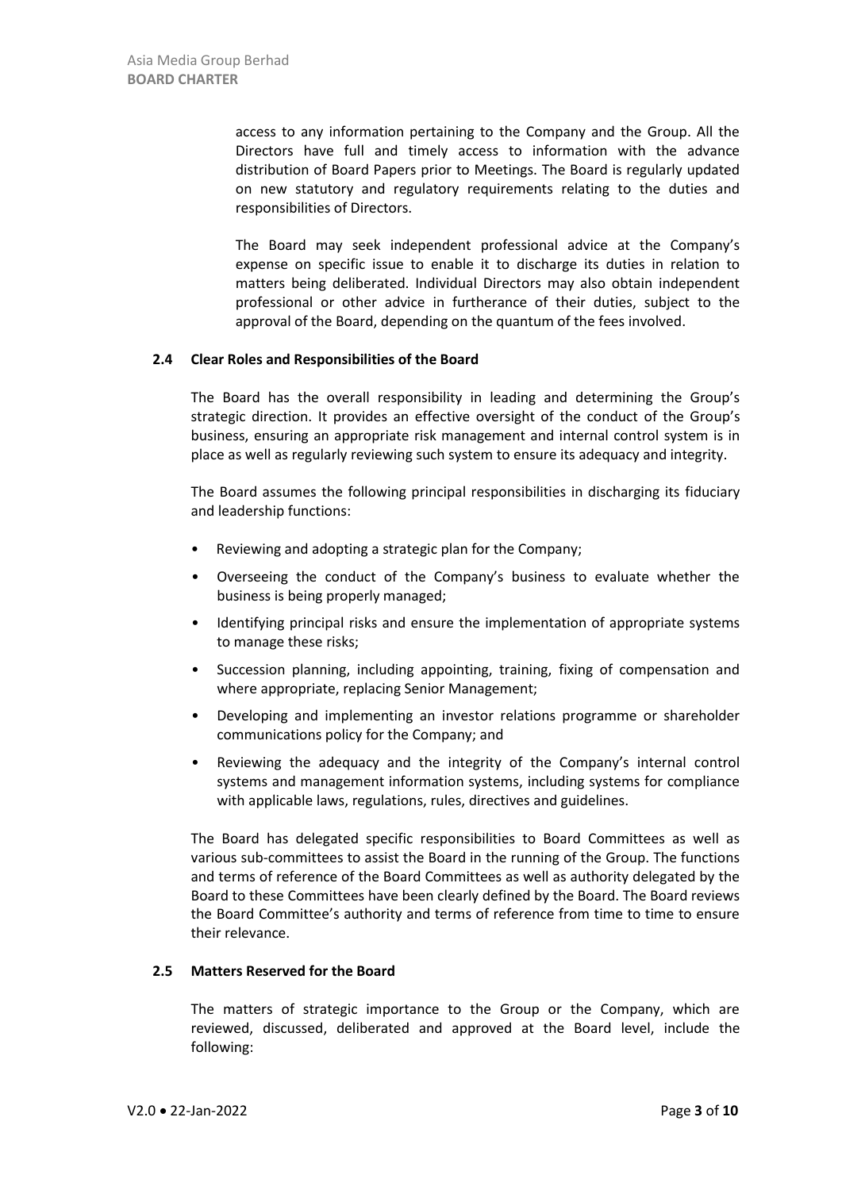access to any information pertaining to the Company and the Group. All the Directors have full and timely access to information with the advance distribution of Board Papers prior to Meetings. The Board is regularly updated on new statutory and regulatory requirements relating to the duties and responsibilities of Directors.

The Board may seek independent professional advice at the Company's expense on specific issue to enable it to discharge its duties in relation to matters being deliberated. Individual Directors may also obtain independent professional or other advice in furtherance of their duties, subject to the approval of the Board, depending on the quantum of the fees involved.

### 2.4 Clear Roles and Responsibilities of the Board

The Board has the overall responsibility in leading and determining the Group's strategic direction. It provides an effective oversight of the conduct of the Group's business, ensuring an appropriate risk management and internal control system is in place as well as regularly reviewing such system to ensure its adequacy and integrity.

The Board assumes the following principal responsibilities in discharging its fiduciary and leadership functions:

- Reviewing and adopting a strategic plan for the Company;
- Overseeing the conduct of the Company's business to evaluate whether the business is being properly managed;
- Identifying principal risks and ensure the implementation of appropriate systems to manage these risks;
- Succession planning, including appointing, training, fixing of compensation and where appropriate, replacing Senior Management;
- Developing and implementing an investor relations programme or shareholder communications policy for the Company; and
- Reviewing the adequacy and the integrity of the Company's internal control systems and management information systems, including systems for compliance with applicable laws, regulations, rules, directives and guidelines.

The Board has delegated specific responsibilities to Board Committees as well as various sub-committees to assist the Board in the running of the Group. The functions and terms of reference of the Board Committees as well as authority delegated by the Board to these Committees have been clearly defined by the Board. The Board reviews the Board Committee's authority and terms of reference from time to time to ensure their relevance.

### 2.5 Matters Reserved for the Board

The matters of strategic importance to the Group or the Company, which are reviewed, discussed, deliberated and approved at the Board level, include the following: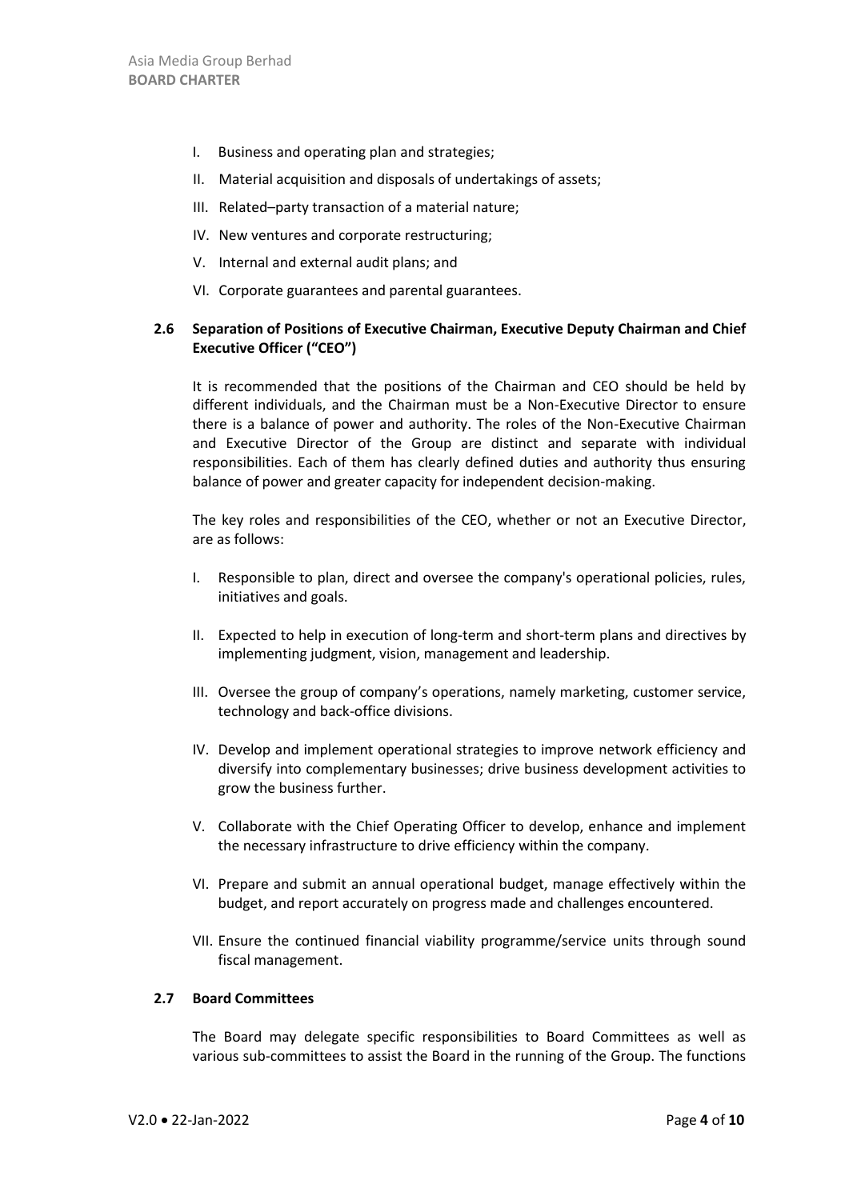I. Business and operating plan and strategies;
II. Material acquisition and disposals of undertakings of assets;
III. Related–party transaction of a material nature;
IV. New ventures and corporate restructuring;
V. Internal and external audit plans; and
VI. Corporate guarantees and parental guarantees.

### 2.6 Separation of Positions of Executive Chairman, Executive Deputy Chairman and Chief Executive Officer ("CEO")

It is recommended that the positions of the Chairman and CEO should be held by different individuals, and the Chairman must be a Non-Executive Director to ensure there is a balance of power and authority. The roles of the Non-Executive Chairman and Executive Director of the Group are distinct and separate with individual responsibilities. Each of them has clearly defined duties and authority thus ensuring balance of power and greater capacity for independent decision-making.

The key roles and responsibilities of the CEO, whether or not an Executive Director, are as follows:

I. Responsible to plan, direct and oversee the company's operational policies, rules, initiatives and goals.

II. Expected to help in execution of long-term and short-term plans and directives by implementing judgment, vision, management and leadership.

III. Oversee the group of company's operations, namely marketing, customer service, technology and back-office divisions.

IV. Develop and implement operational strategies to improve network efficiency and diversify into complementary businesses; drive business development activities to grow the business further.

V. Collaborate with the Chief Operating Officer to develop, enhance and implement the necessary infrastructure to drive efficiency within the company.

VI. Prepare and submit an annual operational budget, manage effectively within the budget, and report accurately on progress made and challenges encountered.

VII. Ensure the continued financial viability programme/service units through sound fiscal management.

### 2.7 Board Committees

The Board may delegate specific responsibilities to Board Committees as well as various sub-committees to assist the Board in the running of the Group. The functions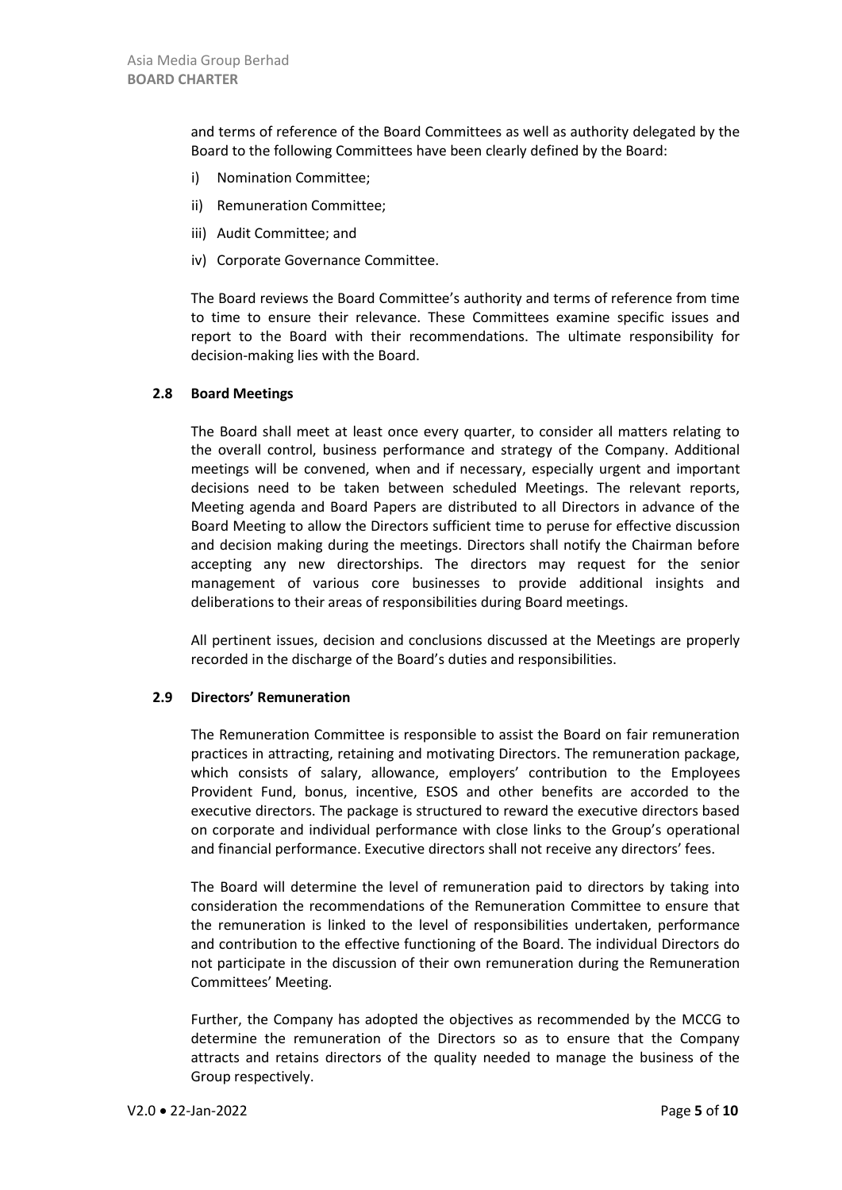and terms of reference of the Board Committees as well as authority delegated by the Board to the following Committees have been clearly defined by the Board:

i) Nomination Committee;

ii) Remuneration Committee;

iii) Audit Committee; and

iv) Corporate Governance Committee.

The Board reviews the Board Committee's authority and terms of reference from time to time to ensure their relevance. These Committees examine specific issues and report to the Board with their recommendations. The ultimate responsibility for decision-making lies with the Board.

### 2.8 Board Meetings

The Board shall meet at least once every quarter, to consider all matters relating to the overall control, business performance and strategy of the Company. Additional meetings will be convened, when and if necessary, especially urgent and important decisions need to be taken between scheduled Meetings. The relevant reports, Meeting agenda and Board Papers are distributed to all Directors in advance of the Board Meeting to allow the Directors sufficient time to peruse for effective discussion and decision making during the meetings. Directors shall notify the Chairman before accepting any new directorships. The directors may request for the senior management of various core businesses to provide additional insights and deliberations to their areas of responsibilities during Board meetings.

All pertinent issues, decision and conclusions discussed at the Meetings are properly recorded in the discharge of the Board's duties and responsibilities.

### 2.9 Directors' Remuneration

The Remuneration Committee is responsible to assist the Board on fair remuneration practices in attracting, retaining and motivating Directors. The remuneration package, which consists of salary, allowance, employers' contribution to the Employees Provident Fund, bonus, incentive, ESOS and other benefits are accorded to the executive directors. The package is structured to reward the executive directors based on corporate and individual performance with close links to the Group's operational and financial performance. Executive directors shall not receive any directors' fees.

The Board will determine the level of remuneration paid to directors by taking into consideration the recommendations of the Remuneration Committee to ensure that the remuneration is linked to the level of responsibilities undertaken, performance and contribution to the effective functioning of the Board. The individual Directors do not participate in the discussion of their own remuneration during the Remuneration Committees' Meeting.

Further, the Company has adopted the objectives as recommended by the MCCG to determine the remuneration of the Directors so as to ensure that the Company attracts and retains directors of the quality needed to manage the business of the Group respectively.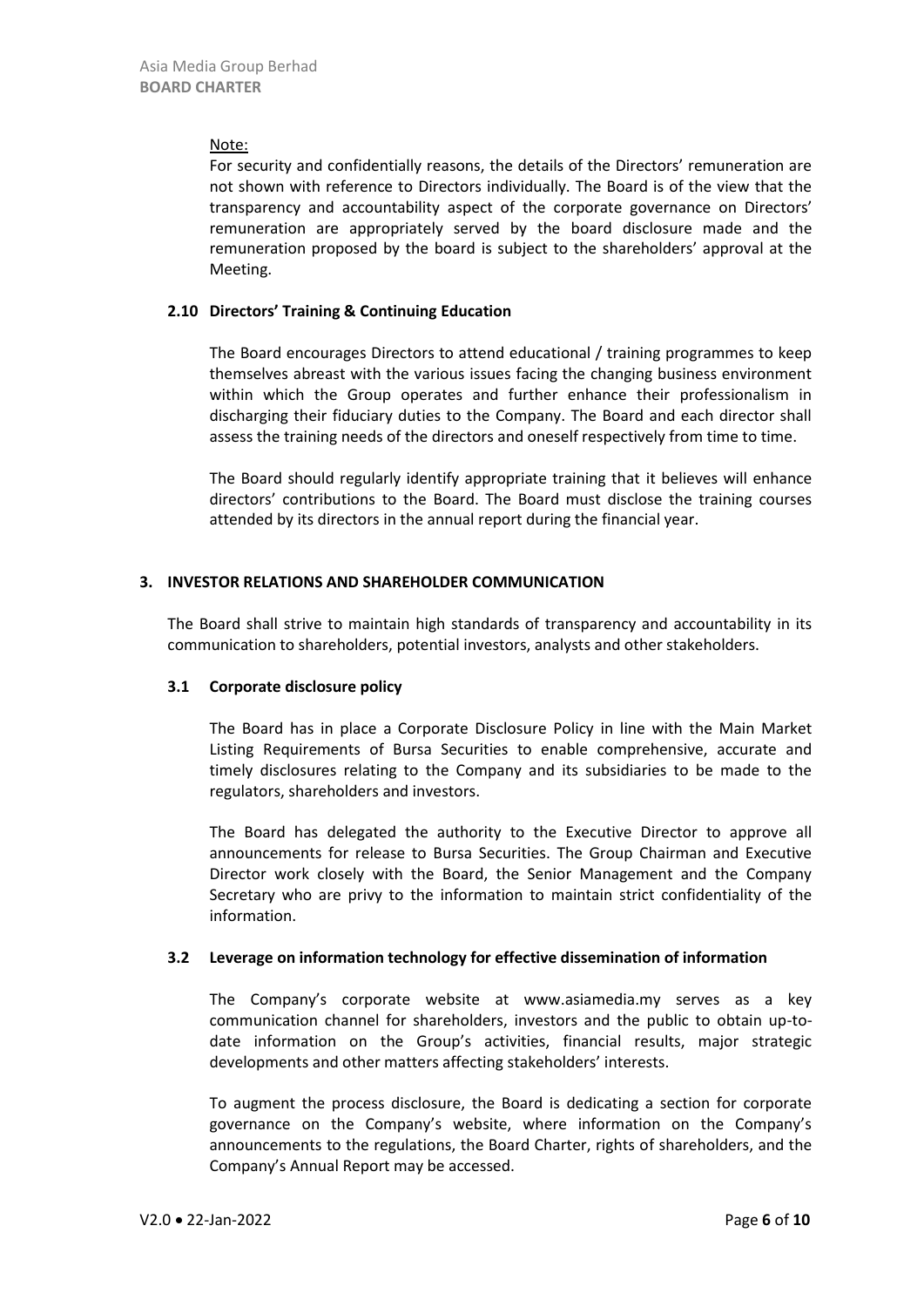Note:

For security and confidentially reasons, the details of the Directors' remuneration are not shown with reference to Directors individually. The Board is of the view that the transparency and accountability aspect of the corporate governance on Directors' remuneration are appropriately served by the board disclosure made and the remuneration proposed by the board is subject to the shareholders' approval at the Meeting.

### 2.10 Directors' Training & Continuing Education

The Board encourages Directors to attend educational / training programmes to keep themselves abreast with the various issues facing the changing business environment within which the Group operates and further enhance their professionalism in discharging their fiduciary duties to the Company. The Board and each director shall assess the training needs of the directors and oneself respectively from time to time.

The Board should regularly identify appropriate training that it believes will enhance directors' contributions to the Board. The Board must disclose the training courses attended by its directors in the annual report during the financial year.

## 3. INVESTOR RELATIONS AND SHAREHOLDER COMMUNICATION

The Board shall strive to maintain high standards of transparency and accountability in its communication to shareholders, potential investors, analysts and other stakeholders.

### 3.1 Corporate disclosure policy

The Board has in place a Corporate Disclosure Policy in line with the Main Market Listing Requirements of Bursa Securities to enable comprehensive, accurate and timely disclosures relating to the Company and its subsidiaries to be made to the regulators, shareholders and investors.

The Board has delegated the authority to the Executive Director to approve all announcements for release to Bursa Securities. The Group Chairman and Executive Director work closely with the Board, the Senior Management and the Company Secretary who are privy to the information to maintain strict confidentiality of the information.

### 3.2 Leverage on information technology for effective dissemination of information

The Company's corporate website at www.asiamedia.my serves as a key communication channel for shareholders, investors and the public to obtain up-to-date information on the Group's activities, financial results, major strategic developments and other matters affecting stakeholders' interests.

To augment the process disclosure, the Board is dedicating a section for corporate governance on the Company's website, where information on the Company's announcements to the regulations, the Board Charter, rights of shareholders, and the Company's Annual Report may be accessed.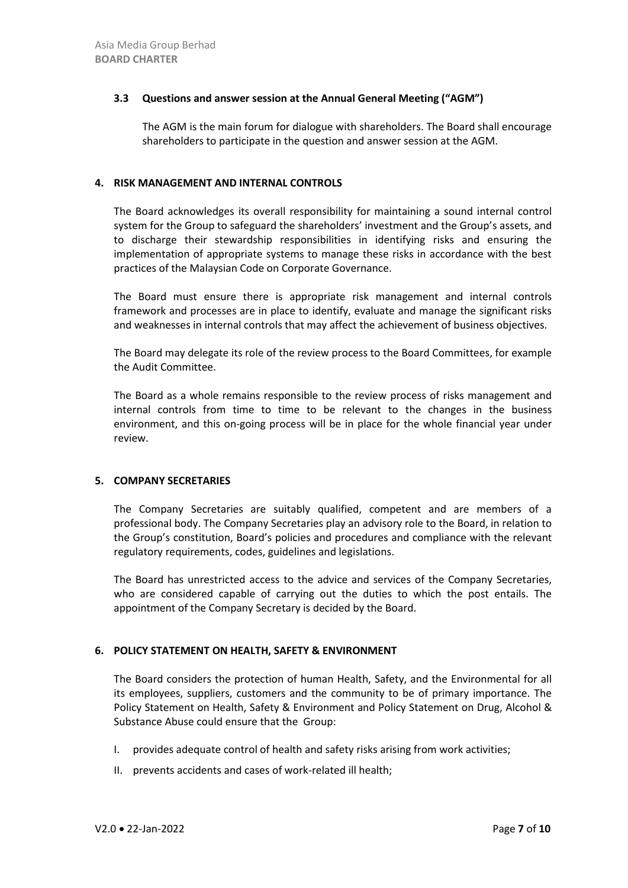### 3.3 Questions and answer session at the Annual General Meeting ("AGM")

The AGM is the main forum for dialogue with shareholders. The Board shall encourage shareholders to participate in the question and answer session at the AGM.

## 4. RISK MANAGEMENT AND INTERNAL CONTROLS

The Board acknowledges its overall responsibility for maintaining a sound internal control system for the Group to safeguard the shareholders' investment and the Group's assets, and to discharge their stewardship responsibilities in identifying risks and ensuring the implementation of appropriate systems to manage these risks in accordance with the best practices of the Malaysian Code on Corporate Governance.

The Board must ensure there is appropriate risk management and internal controls framework and processes are in place to identify, evaluate and manage the significant risks and weaknesses in internal controls that may affect the achievement of business objectives.

The Board may delegate its role of the review process to the Board Committees, for example the Audit Committee.

The Board as a whole remains responsible to the review process of risks management and internal controls from time to time to be relevant to the changes in the business environment, and this on-going process will be in place for the whole financial year under review.

## 5. COMPANY SECRETARIES

The Company Secretaries are suitably qualified, competent and are members of a professional body. The Company Secretaries play an advisory role to the Board, in relation to the Group's constitution, Board's policies and procedures and compliance with the relevant regulatory requirements, codes, guidelines and legislations.

The Board has unrestricted access to the advice and services of the Company Secretaries, who are considered capable of carrying out the duties to which the post entails. The appointment of the Company Secretary is decided by the Board.

## 6. POLICY STATEMENT ON HEALTH, SAFETY & ENVIRONMENT

The Board considers the protection of human Health, Safety, and the Environmental for all its employees, suppliers, customers and the community to be of primary importance. The Policy Statement on Health, Safety & Environment and Policy Statement on Drug, Alcohol & Substance Abuse could ensure that the Group:

I. provides adequate control of health and safety risks arising from work activities;

II. prevents accidents and cases of work-related ill health;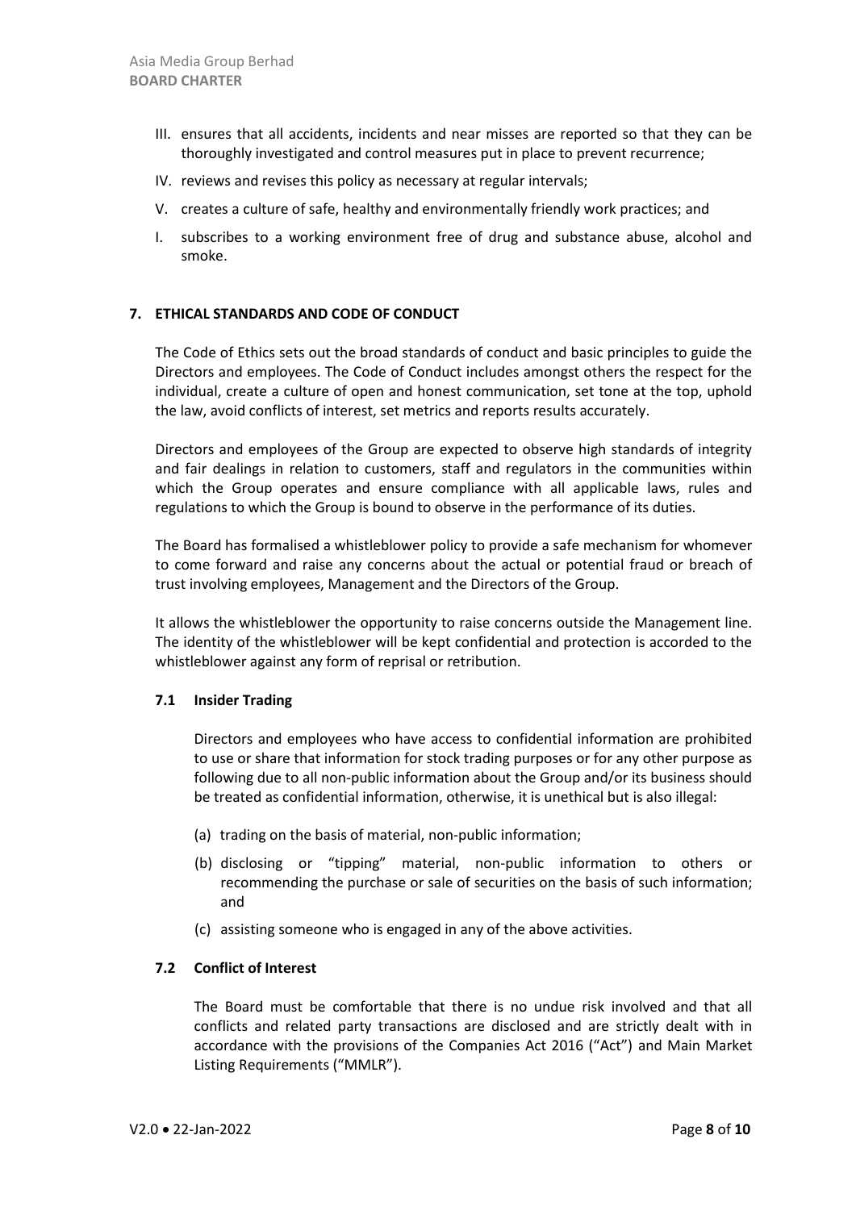III. ensures that all accidents, incidents and near misses are reported so that they can be thoroughly investigated and control measures put in place to prevent recurrence;

IV. reviews and revises this policy as necessary at regular intervals;

V. creates a culture of safe, healthy and environmentally friendly work practices; and

I. subscribes to a working environment free of drug and substance abuse, alcohol and smoke.

## 7. ETHICAL STANDARDS AND CODE OF CONDUCT

The Code of Ethics sets out the broad standards of conduct and basic principles to guide the Directors and employees. The Code of Conduct includes amongst others the respect for the individual, create a culture of open and honest communication, set tone at the top, uphold the law, avoid conflicts of interest, set metrics and reports results accurately.

Directors and employees of the Group are expected to observe high standards of integrity and fair dealings in relation to customers, staff and regulators in the communities within which the Group operates and ensure compliance with all applicable laws, rules and regulations to which the Group is bound to observe in the performance of its duties.

The Board has formalised a whistleblower policy to provide a safe mechanism for whomever to come forward and raise any concerns about the actual or potential fraud or breach of trust involving employees, Management and the Directors of the Group.

It allows the whistleblower the opportunity to raise concerns outside the Management line. The identity of the whistleblower will be kept confidential and protection is accorded to the whistleblower against any form of reprisal or retribution.

### 7.1 Insider Trading

Directors and employees who have access to confidential information are prohibited to use or share that information for stock trading purposes or for any other purpose as following due to all non-public information about the Group and/or its business should be treated as confidential information, otherwise, it is unethical but is also illegal:

(a) trading on the basis of material, non-public information;

(b) disclosing or "tipping" material, non-public information to others or recommending the purchase or sale of securities on the basis of such information; and

(c) assisting someone who is engaged in any of the above activities.

### 7.2 Conflict of Interest

The Board must be comfortable that there is no undue risk involved and that all conflicts and related party transactions are disclosed and are strictly dealt with in accordance with the provisions of the Companies Act 2016 ("Act") and Main Market Listing Requirements ("MMLR").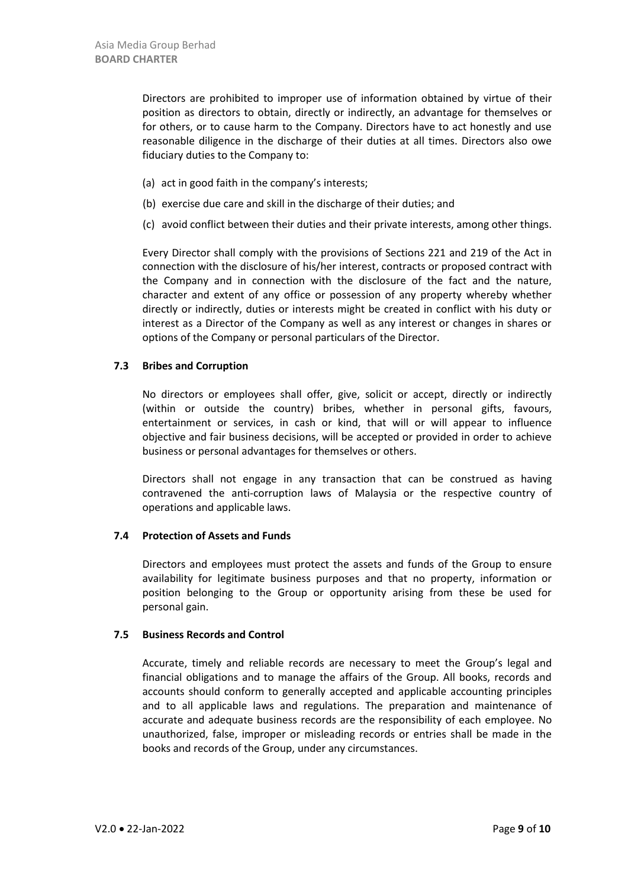Directors are prohibited to improper use of information obtained by virtue of their position as directors to obtain, directly or indirectly, an advantage for themselves or for others, or to cause harm to the Company. Directors have to act honestly and use reasonable diligence in the discharge of their duties at all times. Directors also owe fiduciary duties to the Company to:

(a) act in good faith in the company's interests;

(b) exercise due care and skill in the discharge of their duties; and

(c) avoid conflict between their duties and their private interests, among other things.

Every Director shall comply with the provisions of Sections 221 and 219 of the Act in connection with the disclosure of his/her interest, contracts or proposed contract with the Company and in connection with the disclosure of the fact and the nature, character and extent of any office or possession of any property whereby whether directly or indirectly, duties or interests might be created in conflict with his duty or interest as a Director of the Company as well as any interest or changes in shares or options of the Company or personal particulars of the Director.

### 7.3 Bribes and Corruption

No directors or employees shall offer, give, solicit or accept, directly or indirectly (within or outside the country) bribes, whether in personal gifts, favours, entertainment or services, in cash or kind, that will or will appear to influence objective and fair business decisions, will be accepted or provided in order to achieve business or personal advantages for themselves or others.

Directors shall not engage in any transaction that can be construed as having contravened the anti-corruption laws of Malaysia or the respective country of operations and applicable laws.

### 7.4 Protection of Assets and Funds

Directors and employees must protect the assets and funds of the Group to ensure availability for legitimate business purposes and that no property, information or position belonging to the Group or opportunity arising from these be used for personal gain.

### 7.5 Business Records and Control

Accurate, timely and reliable records are necessary to meet the Group's legal and financial obligations and to manage the affairs of the Group. All books, records and accounts should conform to generally accepted and applicable accounting principles and to all applicable laws and regulations. The preparation and maintenance of accurate and adequate business records are the responsibility of each employee. No unauthorized, false, improper or misleading records or entries shall be made in the books and records of the Group, under any circumstances.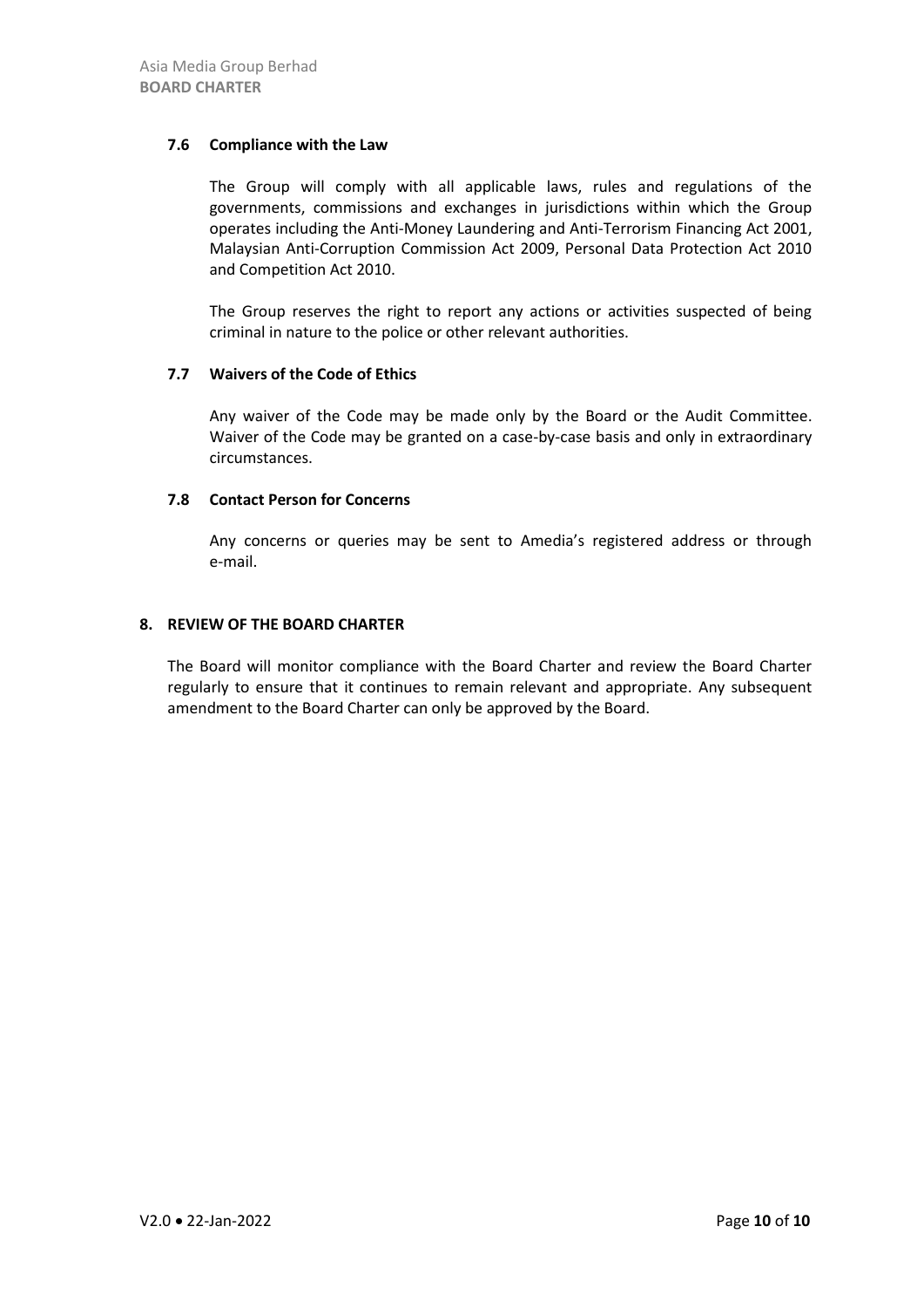### 7.6 Compliance with the Law

The Group will comply with all applicable laws, rules and regulations of the governments, commissions and exchanges in jurisdictions within which the Group operates including the Anti-Money Laundering and Anti-Terrorism Financing Act 2001, Malaysian Anti-Corruption Commission Act 2009, Personal Data Protection Act 2010 and Competition Act 2010.

The Group reserves the right to report any actions or activities suspected of being criminal in nature to the police or other relevant authorities.

### 7.7 Waivers of the Code of Ethics

Any waiver of the Code may be made only by the Board or the Audit Committee. Waiver of the Code may be granted on a case-by-case basis and only in extraordinary circumstances.

### 7.8 Contact Person for Concerns

Any concerns or queries may be sent to Amedia's registered address or through e-mail.

## 8. REVIEW OF THE BOARD CHARTER

The Board will monitor compliance with the Board Charter and review the Board Charter regularly to ensure that it continues to remain relevant and appropriate. Any subsequent amendment to the Board Charter can only be approved by the Board.